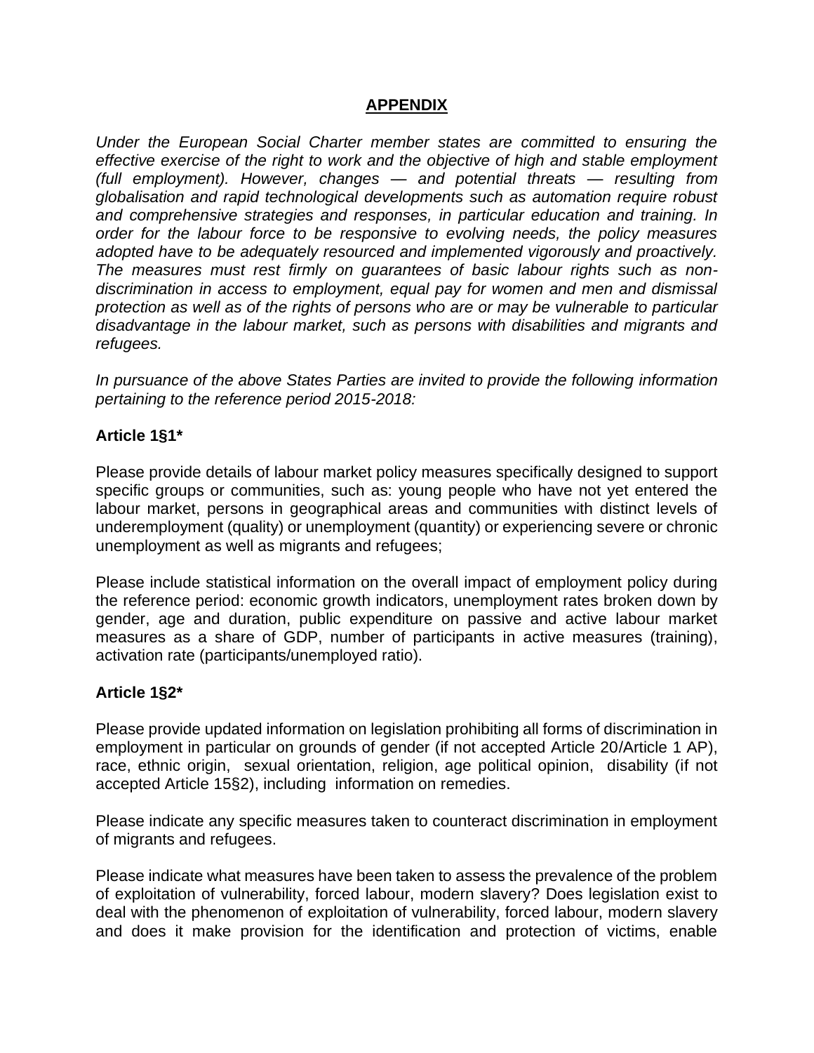## APPENDIX

*Under the European Social Charter member states are committed to ensuring the effective exercise of the right to work and the objective of high and stable employment (full employment). However, changes — and potential threats — resulting from globalisation and rapid technological developments such as automation require robust and comprehensive strategies and responses, in particular education and training. In order for the labour force to be responsive to evolving needs, the policy measures adopted have to be adequately resourced and implemented vigorously and proactively. The measures must rest firmly on guarantees of basic labour rights such as non-discrimination in access to employment, equal pay for women and men and dismissal protection as well as of the rights of persons who are or may be vulnerable to particular disadvantage in the labour market, such as persons with disabilities and migrants and refugees.*

*In pursuance of the above States Parties are invited to provide the following information pertaining to the reference period 2015-2018:*

### Article 1§1*

Please provide details of labour market policy measures specifically designed to support specific groups or communities, such as: young people who have not yet entered the labour market, persons in geographical areas and communities with distinct levels of underemployment (quality) or unemployment (quantity) or experiencing severe or chronic unemployment as well as migrants and refugees;

Please include statistical information on the overall impact of employment policy during the reference period: economic growth indicators, unemployment rates broken down by gender, age and duration, public expenditure on passive and active labour market measures as a share of GDP, number of participants in active measures (training), activation rate (participants/unemployed ratio).

### Article 1§2*

Please provide updated information on legislation prohibiting all forms of discrimination in employment in particular on grounds of gender (if not accepted Article 20/Article 1 AP), race, ethnic origin, sexual orientation, religion, age political opinion, disability (if not accepted Article 15§2), including information on remedies.

Please indicate any specific measures taken to counteract discrimination in employment of migrants and refugees.

Please indicate what measures have been taken to assess the prevalence of the problem of exploitation of vulnerability, forced labour, modern slavery? Does legislation exist to deal with the phenomenon of exploitation of vulnerability, forced labour, modern slavery and does it make provision for the identification and protection of victims, enable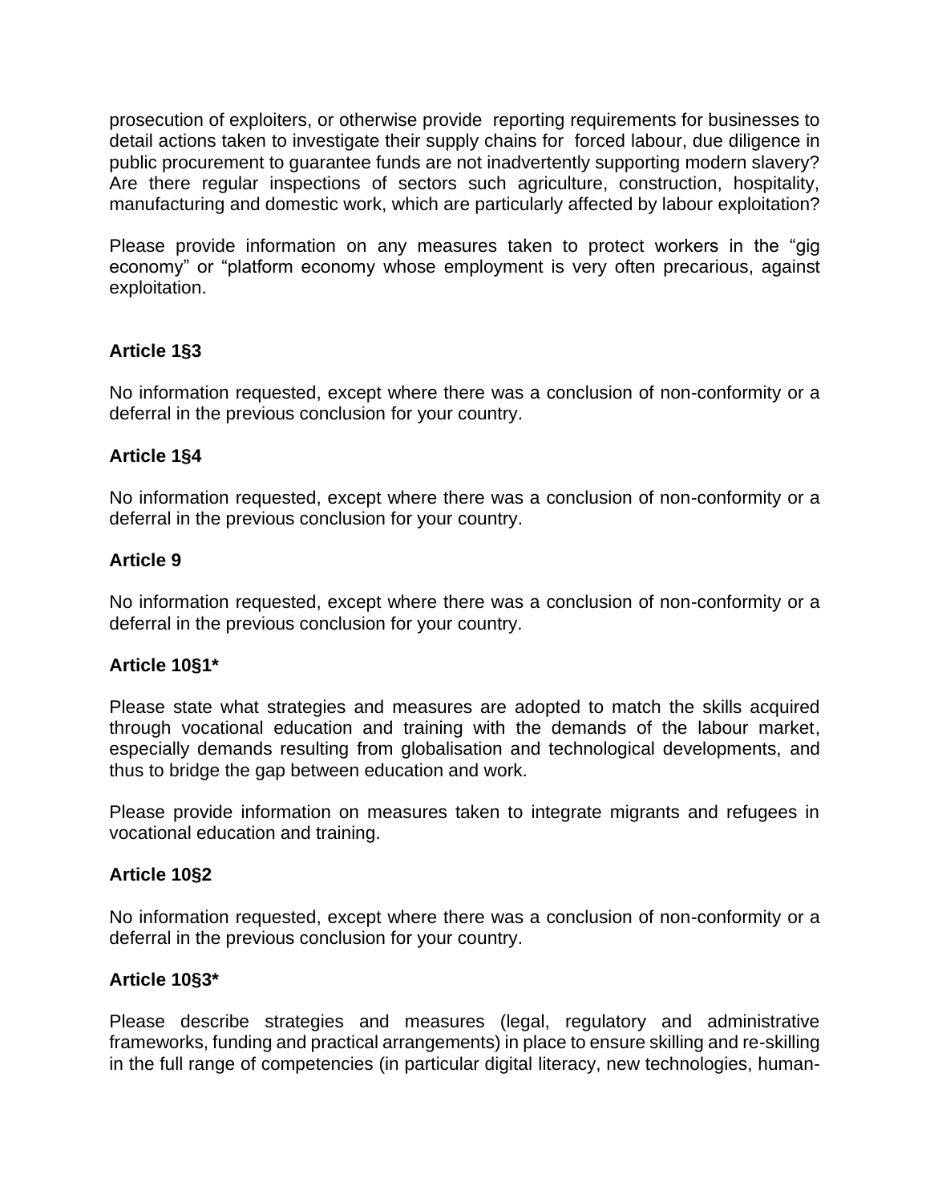prosecution of exploiters, or otherwise provide reporting requirements for businesses to detail actions taken to investigate their supply chains for forced labour, due diligence in public procurement to guarantee funds are not inadvertently supporting modern slavery? Are there regular inspections of sectors such agriculture, construction, hospitality, manufacturing and domestic work, which are particularly affected by labour exploitation?

Please provide information on any measures taken to protect workers in the "gig economy" or "platform economy whose employment is very often precarious, against exploitation.

**Article 1§3**

No information requested, except where there was a conclusion of non-conformity or a deferral in the previous conclusion for your country.

**Article 1§4**

No information requested, except where there was a conclusion of non-conformity or a deferral in the previous conclusion for your country.

**Article 9**

No information requested, except where there was a conclusion of non-conformity or a deferral in the previous conclusion for your country.

**Article 10§1***

Please state what strategies and measures are adopted to match the skills acquired through vocational education and training with the demands of the labour market, especially demands resulting from globalisation and technological developments, and thus to bridge the gap between education and work.

Please provide information on measures taken to integrate migrants and refugees in vocational education and training.

**Article 10§2**

No information requested, except where there was a conclusion of non-conformity or a deferral in the previous conclusion for your country.

**Article 10§3***

Please describe strategies and measures (legal, regulatory and administrative frameworks, funding and practical arrangements) in place to ensure skilling and re-skilling in the full range of competencies (in particular digital literacy, new technologies, human-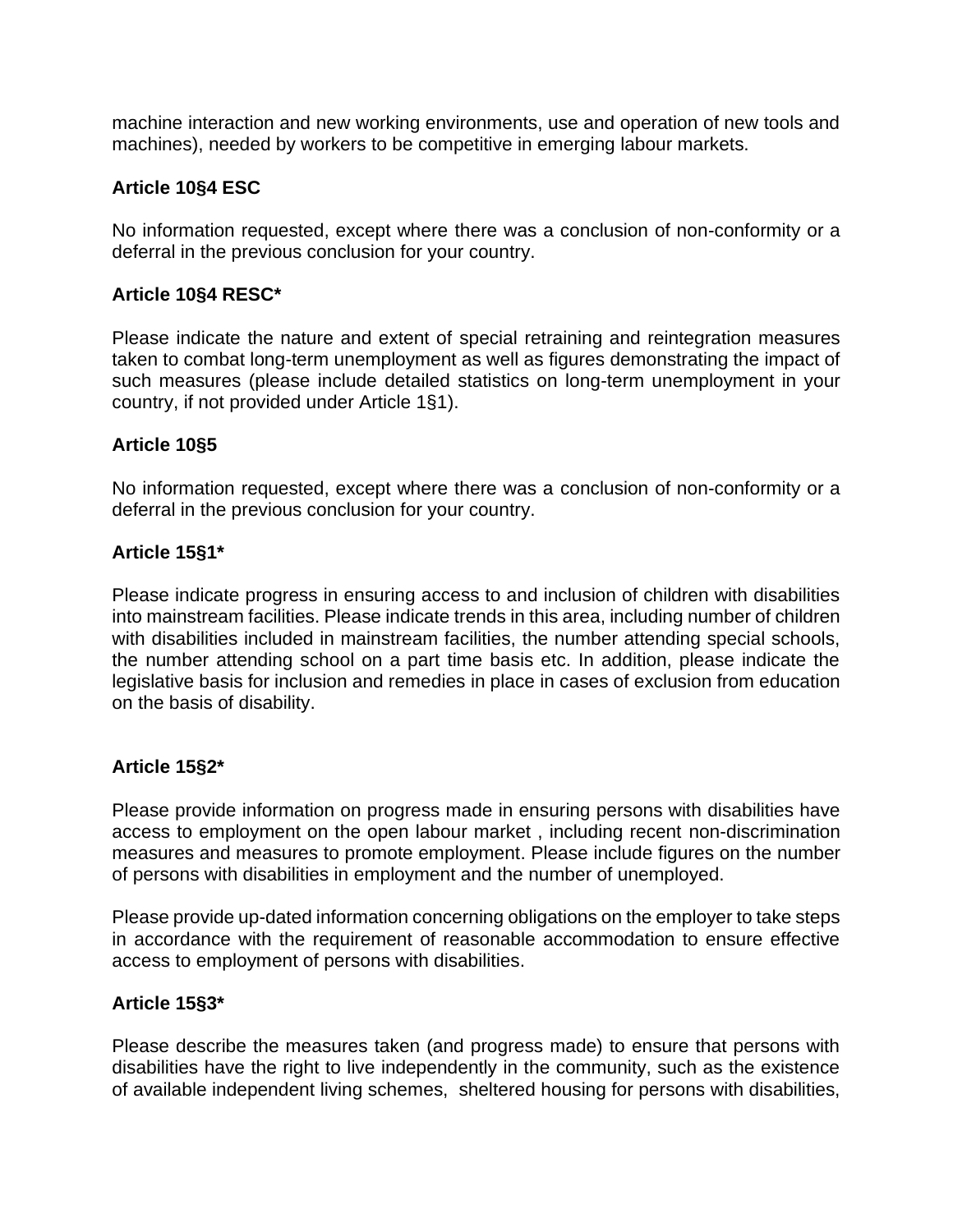machine interaction and new working environments, use and operation of new tools and machines), needed by workers to be competitive in emerging labour markets.

**Article 10§4 ESC**

No information requested, except where there was a conclusion of non-conformity or a deferral in the previous conclusion for your country.

**Article 10§4 RESC***

Please indicate the nature and extent of special retraining and reintegration measures taken to combat long-term unemployment as well as figures demonstrating the impact of such measures (please include detailed statistics on long-term unemployment in your country, if not provided under Article 1§1).

**Article 10§5**

No information requested, except where there was a conclusion of non-conformity or a deferral in the previous conclusion for your country.

**Article 15§1***

Please indicate progress in ensuring access to and inclusion of children with disabilities into mainstream facilities. Please indicate trends in this area, including number of children with disabilities included in mainstream facilities, the number attending special schools, the number attending school on a part time basis etc. In addition, please indicate the legislative basis for inclusion and remedies in place in cases of exclusion from education on the basis of disability.

**Article 15§2***

Please provide information on progress made in ensuring persons with disabilities have access to employment on the open labour market , including recent non-discrimination measures and measures to promote employment. Please include figures on the number of persons with disabilities in employment and the number of unemployed.

Please provide up-dated information concerning obligations on the employer to take steps in accordance with the requirement of reasonable accommodation to ensure effective access to employment of persons with disabilities.

**Article 15§3***

Please describe the measures taken (and progress made) to ensure that persons with disabilities have the right to live independently in the community, such as the existence of available independent living schemes, sheltered housing for persons with disabilities,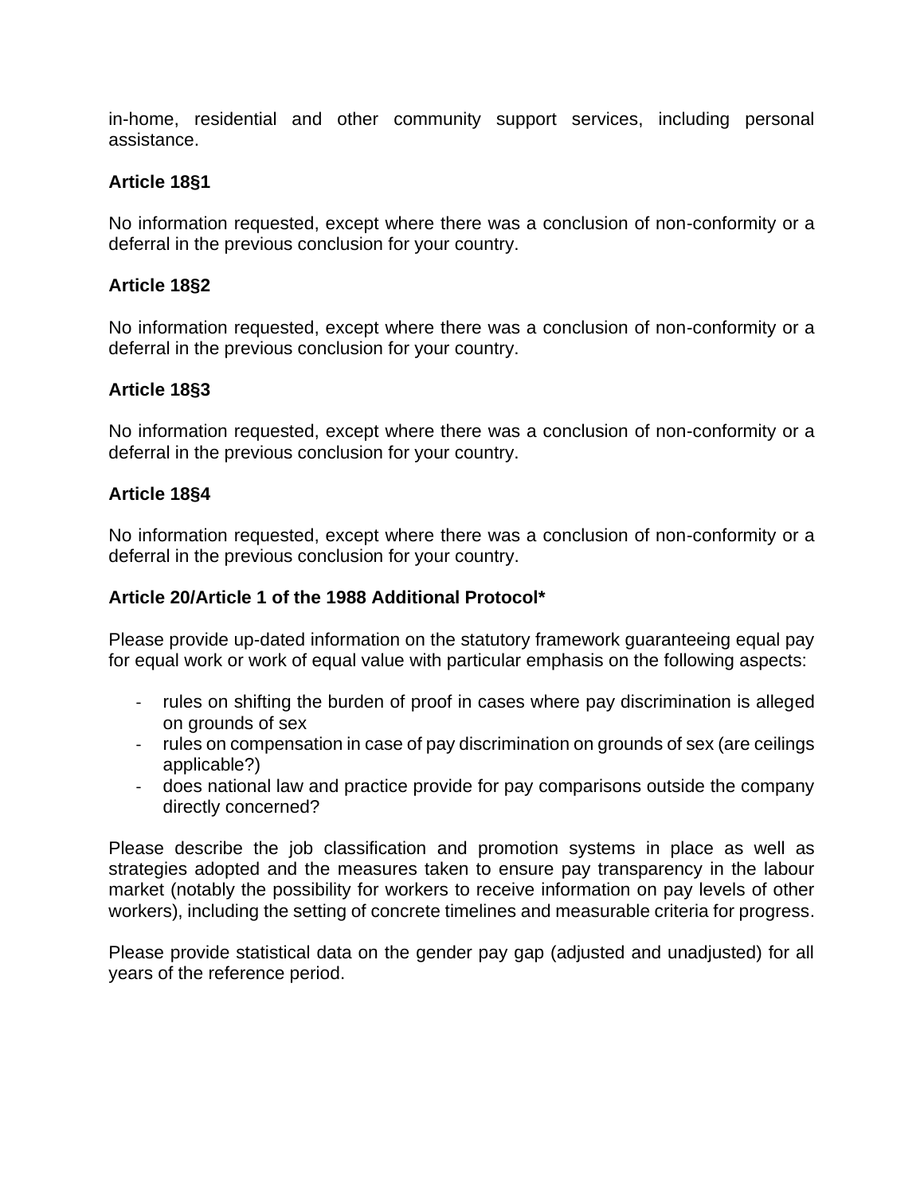in-home, residential and other community support services, including personal assistance.

### Article 18§1

No information requested, except where there was a conclusion of non-conformity or a deferral in the previous conclusion for your country.

### Article 18§2

No information requested, except where there was a conclusion of non-conformity or a deferral in the previous conclusion for your country.

### Article 18§3

No information requested, except where there was a conclusion of non-conformity or a deferral in the previous conclusion for your country.

### Article 18§4

No information requested, except where there was a conclusion of non-conformity or a deferral in the previous conclusion for your country.

### Article 20/Article 1 of the 1988 Additional Protocol*

Please provide up-dated information on the statutory framework guaranteeing equal pay for equal work or work of equal value with particular emphasis on the following aspects:

- rules on shifting the burden of proof in cases where pay discrimination is alleged on grounds of sex
- rules on compensation in case of pay discrimination on grounds of sex (are ceilings applicable?)
- does national law and practice provide for pay comparisons outside the company directly concerned?

Please describe the job classification and promotion systems in place as well as strategies adopted and the measures taken to ensure pay transparency in the labour market (notably the possibility for workers to receive information on pay levels of other workers), including the setting of concrete timelines and measurable criteria for progress.

Please provide statistical data on the gender pay gap (adjusted and unadjusted) for all years of the reference period.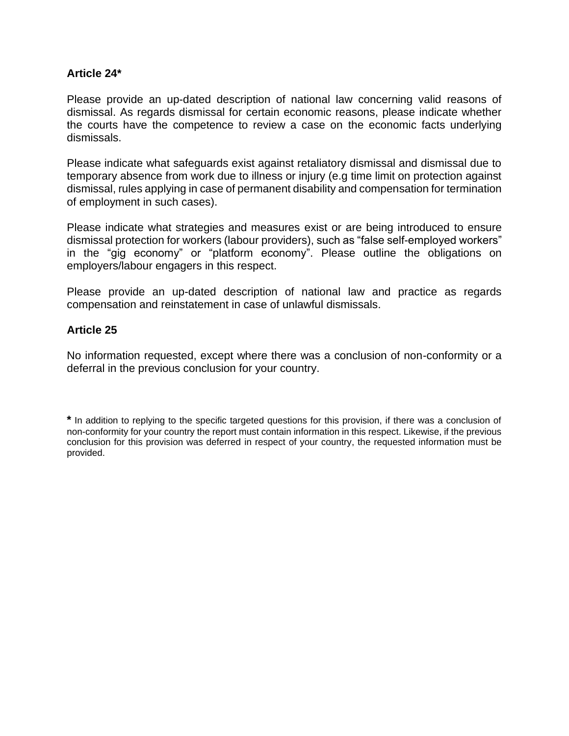**Article 24***

Please provide an up-dated description of national law concerning valid reasons of dismissal. As regards dismissal for certain economic reasons, please indicate whether the courts have the competence to review a case on the economic facts underlying dismissals.

Please indicate what safeguards exist against retaliatory dismissal and dismissal due to temporary absence from work due to illness or injury (e.g time limit on protection against dismissal, rules applying in case of permanent disability and compensation for termination of employment in such cases).

Please indicate what strategies and measures exist or are being introduced to ensure dismissal protection for workers (labour providers), such as "false self-employed workers" in the "gig economy" or "platform economy". Please outline the obligations on employers/labour engagers in this respect.

Please provide an up-dated description of national law and practice as regards compensation and reinstatement in case of unlawful dismissals.

**Article 25**

No information requested, except where there was a conclusion of non-conformity or a deferral in the previous conclusion for your country.

**\*** In addition to replying to the specific targeted questions for this provision, if there was a conclusion of non-conformity for your country the report must contain information in this respect. Likewise, if the previous conclusion for this provision was deferred in respect of your country, the requested information must be provided.